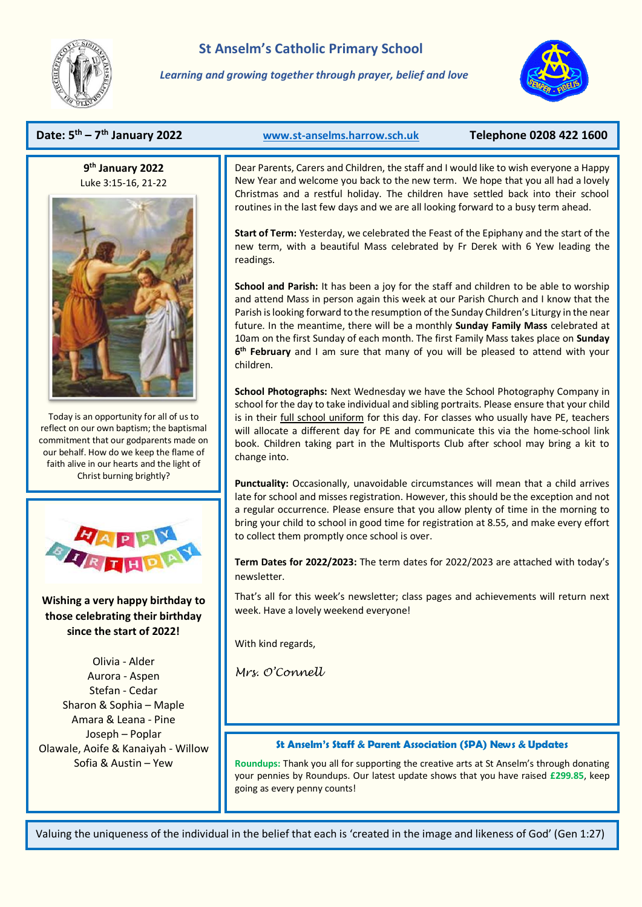# St Anselm's Catholic Primary School

*Learning and growing together through prayer, belief and love*

**Date: 5th – 7th January 2022** www.st-anselms.harrow.sch.uk **Telephone 0208 422 1600**

**9th January 2022**
Luke 3:15-16, 21-22

Today is an opportunity for all of us to reflect on our own baptism; the baptismal commitment that our godparents made on our behalf. How do we keep the flame of faith alive in our hearts and the light of Christ burning brightly?

**Wishing a very happy birthday to those celebrating their birthday since the start of 2022!**

Olivia - Alder
Aurora - Aspen
Stefan - Cedar
Sharon & Sophia – Maple
Amara & Leana - Pine
Joseph – Poplar
Olawale, Aoife & Kanaiyah - Willow
Sofia & Austin – Yew

Dear Parents, Carers and Children, the staff and I would like to wish everyone a Happy New Year and welcome you back to the new term. We hope that you all had a lovely Christmas and a restful holiday. The children have settled back into their school routines in the last few days and we are all looking forward to a busy term ahead.

**Start of Term:** Yesterday, we celebrated the Feast of the Epiphany and the start of the new term, with a beautiful Mass celebrated by Fr Derek with 6 Yew leading the readings.

**School and Parish:** It has been a joy for the staff and children to be able to worship and attend Mass in person again this week at our Parish Church and I know that the Parish is looking forward to the resumption of the Sunday Children's Liturgy in the near future. In the meantime, there will be a monthly **Sunday Family Mass** celebrated at 10am on the first Sunday of each month. The first Family Mass takes place on **Sunday 6th February** and I am sure that many of you will be pleased to attend with your children.

**School Photographs:** Next Wednesday we have the School Photography Company in school for the day to take individual and sibling portraits. Please ensure that your child is in their full school uniform for this day. For classes who usually have PE, teachers will allocate a different day for PE and communicate this via the home-school link book. Children taking part in the Multisports Club after school may bring a kit to change into.

**Punctuality:** Occasionally, unavoidable circumstances will mean that a child arrives late for school and misses registration. However, this should be the exception and not a regular occurrence. Please ensure that you allow plenty of time in the morning to bring your child to school in good time for registration at 8.55, and make every effort to collect them promptly once school is over.

**Term Dates for 2022/2023:** The term dates for 2022/2023 are attached with today's newsletter.

That's all for this week's newsletter; class pages and achievements will return next week. Have a lovely weekend everyone!

With kind regards,

*Mrs. O'Connell*

### St Anselm's Staff & Parent Association (SPA) News & Updates

**Roundups:** Thank you all for supporting the creative arts at St Anselm's through donating your pennies by Roundups. Our latest update shows that you have raised **£299.85**, keep going as every penny counts!

Valuing the uniqueness of the individual in the belief that each is 'created in the image and likeness of God' (Gen 1:27)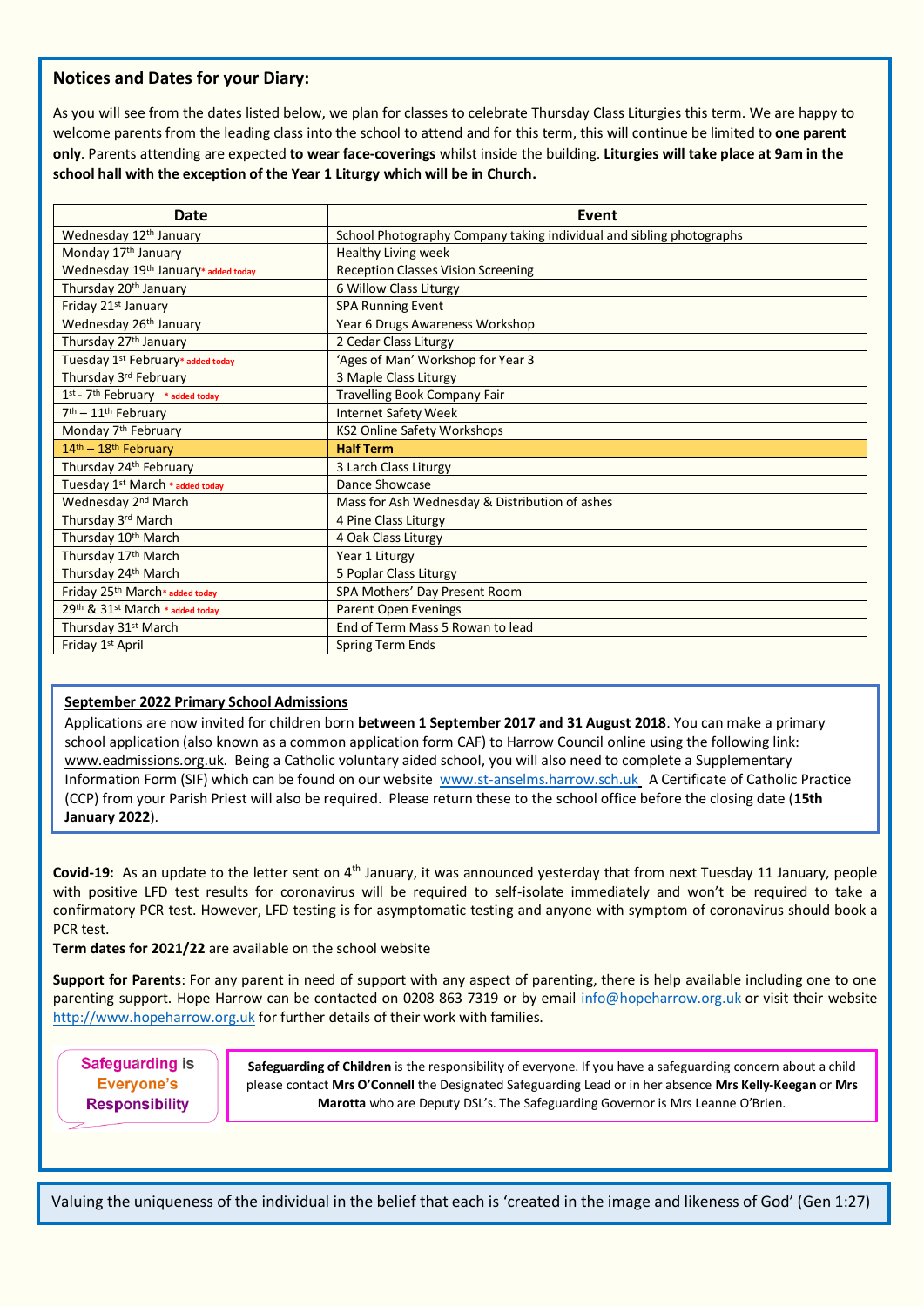### Notices and Dates for your Diary:

As you will see from the dates listed below, we plan for classes to celebrate Thursday Class Liturgies this term. We are happy to welcome parents from the leading class into the school to attend and for this term, this will continue be limited to **one parent only**. Parents attending are expected **to wear face-coverings** whilst inside the building. **Liturgies will take place at 9am in the school hall with the exception of the Year 1 Liturgy which will be in Church.**

| Date | Event |
|---|---|
| Wednesday 12th January | School Photography Company taking individual and sibling photographs |
| Monday 17th January | Healthy Living week |
| Wednesday 19th January* added today | Reception Classes Vision Screening |
| Thursday 20th January | 6 Willow Class Liturgy |
| Friday 21st January | SPA Running Event |
| Wednesday 26th January | Year 6 Drugs Awareness Workshop |
| Thursday 27th January | 2 Cedar Class Liturgy |
| Tuesday 1st February* added today | 'Ages of Man' Workshop for Year 3 |
| Thursday 3rd February | 3 Maple Class Liturgy |
| 1st - 7th February * added today | Travelling Book Company Fair |
| 7th – 11th February | Internet Safety Week |
| Monday 7th February | KS2 Online Safety Workshops |
| 14th – 18th February | **Half Term** |
| Thursday 24th February | 3 Larch Class Liturgy |
| Tuesday 1st March * added today | Dance Showcase |
| Wednesday 2nd March | Mass for Ash Wednesday & Distribution of ashes |
| Thursday 3rd March | 4 Pine Class Liturgy |
| Thursday 10th March | 4 Oak Class Liturgy |
| Thursday 17th March | Year 1 Liturgy |
| Thursday 24th March | 5 Poplar Class Liturgy |
| Friday 25th March* added today | SPA Mothers' Day Present Room |
| 29th & 31st March * added today | Parent Open Evenings |
| Thursday 31st March | End of Term Mass 5 Rowan to lead |
| Friday 1st April | Spring Term Ends |

**September 2022 Primary School Admissions**

Applications are now invited for children born **between 1 September 2017 and 31 August 2018**. You can make a primary school application (also known as a common application form CAF) to Harrow Council online using the following link: www.eadmissions.org.uk. Being a Catholic voluntary aided school, you will also need to complete a Supplementary Information Form (SIF) which can be found on our website www.st-anselms.harrow.sch.uk A Certificate of Catholic Practice (CCP) from your Parish Priest will also be required. Please return these to the school office before the closing date (**15th January 2022**).

**Covid-19:** As an update to the letter sent on 4th January, it was announced yesterday that from next Tuesday 11 January, people with positive LFD test results for coronavirus will be required to self-isolate immediately and won't be required to take a confirmatory PCR test. However, LFD testing is for asymptomatic testing and anyone with symptom of coronavirus should book a PCR test.

**Term dates for 2021/22** are available on the school website

**Support for Parents**: For any parent in need of support with any aspect of parenting, there is help available including one to one parenting support. Hope Harrow can be contacted on 0208 863 7319 or by email info@hopeharrow.org.uk or visit their website http://www.hopeharrow.org.uk for further details of their work with families.

**Safeguarding is Everyone's Responsibility**

**Safeguarding of Children** is the responsibility of everyone. If you have a safeguarding concern about a child please contact **Mrs O'Connell** the Designated Safeguarding Lead or in her absence **Mrs Kelly-Keegan** or **Mrs Marotta** who are Deputy DSL's. The Safeguarding Governor is Mrs Leanne O'Brien.

Valuing the uniqueness of the individual in the belief that each is 'created in the image and likeness of God' (Gen 1:27)